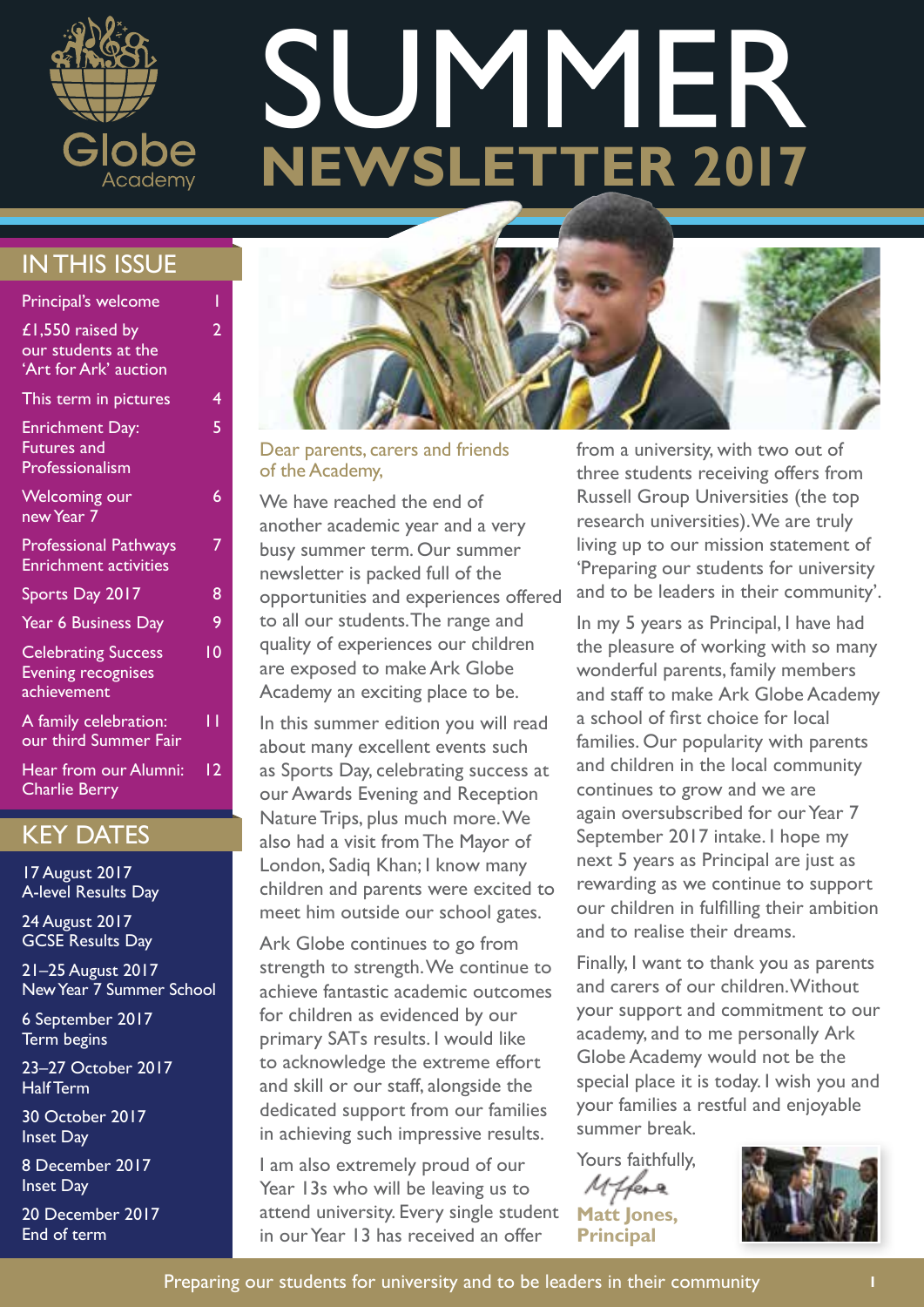# SUMMER NEWSLETTER 2017

Globe Academy

## IN THIS ISSUE

| | |
|---|---|
| Principal's welcome | 1 |
| £1,550 raised by our students at the 'Art for Ark' auction | 2 |
| This term in pictures | 4 |
| Enrichment Day: Futures and Professionalism | 5 |
| Welcoming our new Year 7 | 6 |
| Professional Pathways Enrichment activities | 7 |
| Sports Day 2017 | 8 |
| Year 6 Business Day | 9 |
| Celebrating Success Evening recognises achievement | 10 |
| A family celebration: our third Summer Fair | 11 |
| Hear from our Alumni: Charlie Berry | 12 |

## KEY DATES

17 August 2017
A-level Results Day

24 August 2017
GCSE Results Day

21–25 August 2017
New Year 7 Summer School

6 September 2017
Term begins

23–27 October 2017
Half Term

30 October 2017
Inset Day

8 December 2017
Inset Day

20 December 2017
End of term

Dear parents, carers and friends of the Academy,

We have reached the end of another academic year and a very busy summer term. Our summer newsletter is packed full of the opportunities and experiences offered to all our students. The range and quality of experiences our children are exposed to make Ark Globe Academy an exciting place to be.

In this summer edition you will read about many excellent events such as Sports Day, celebrating success at our Awards Evening and Reception Nature Trips, plus much more. We also had a visit from The Mayor of London, Sadiq Khan; I know many children and parents were excited to meet him outside our school gates.

Ark Globe continues to go from strength to strength. We continue to achieve fantastic academic outcomes for children as evidenced by our primary SATs results. I would like to acknowledge the extreme effort and skill or our staff, alongside the dedicated support from our families in achieving such impressive results.

I am also extremely proud of our Year 13s who will be leaving us to attend university. Every single student in our Year 13 has received an offer from a university, with two out of three students receiving offers from Russell Group Universities (the top research universities). We are truly living up to our mission statement of 'Preparing our students for university and to be leaders in their community'.

In my 5 years as Principal, I have had the pleasure of working with so many wonderful parents, family members and staff to make Ark Globe Academy a school of first choice for local families. Our popularity with parents and children in the local community continues to grow and we are again oversubscribed for our Year 7 September 2017 intake. I hope my next 5 years as Principal are just as rewarding as we continue to support our children in fulfilling their ambition and to realise their dreams.

Finally, I want to thank you as parents and carers of our children. Without your support and commitment to our academy, and to me personally Ark Globe Academy would not be the special place it is today. I wish you and your families a restful and enjoyable summer break.

Yours faithfully,

**Matt Jones, Principal**

Preparing our students for university and to be leaders in their community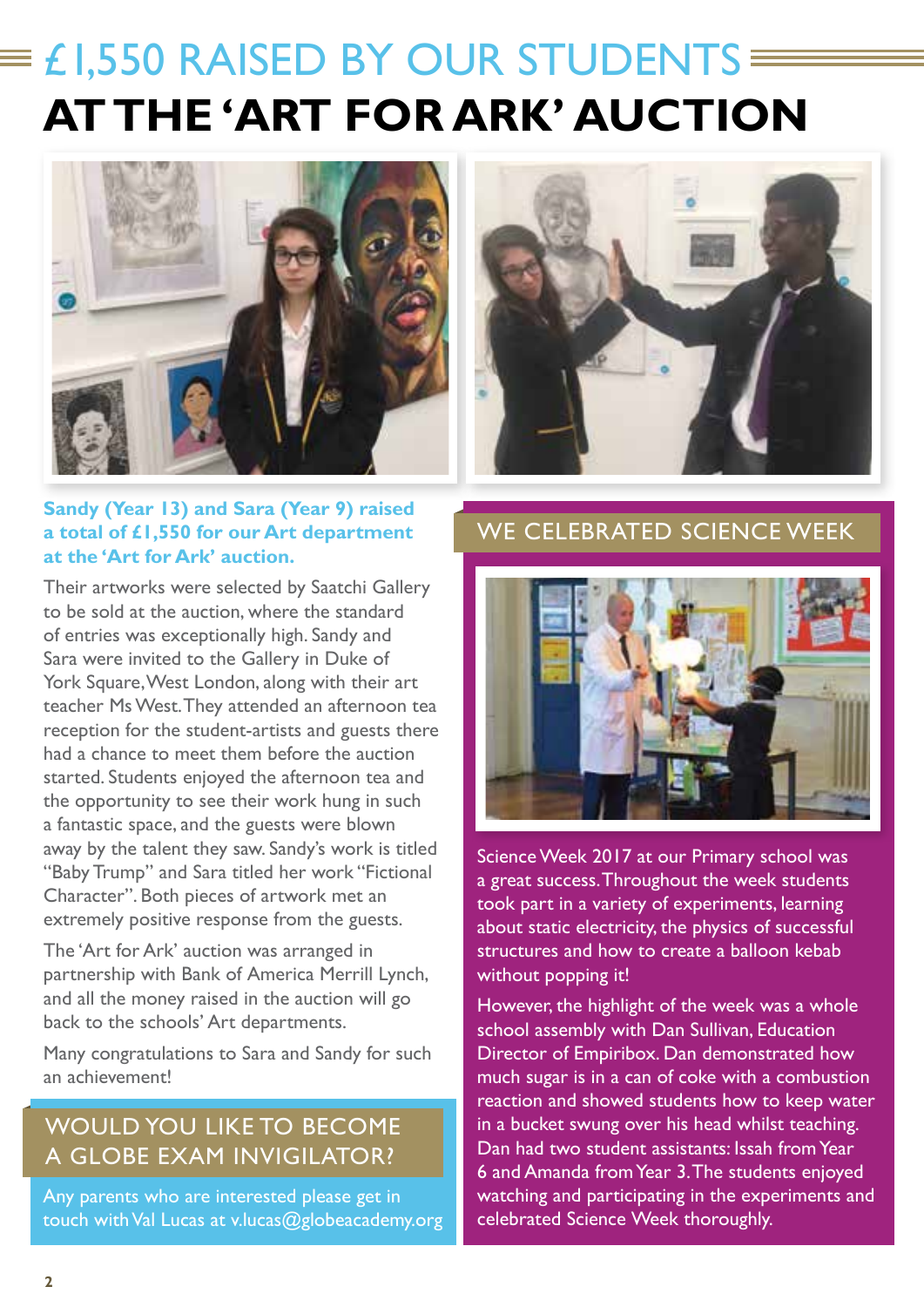# £1,550 RAISED BY OUR STUDENTS AT THE 'ART FOR ARK' AUCTION

**Sandy (Year 13) and Sara (Year 9) raised a total of £1,550 for our Art department at the 'Art for Ark' auction.**

Their artworks were selected by Saatchi Gallery to be sold at the auction, where the standard of entries was exceptionally high. Sandy and Sara were invited to the Gallery in Duke of York Square, West London, along with their art teacher Ms West. They attended an afternoon tea reception for the student-artists and guests there had a chance to meet them before the auction started. Students enjoyed the afternoon tea and the opportunity to see their work hung in such a fantastic space, and the guests were blown away by the talent they saw. Sandy's work is titled "Baby Trump" and Sara titled her work "Fictional Character". Both pieces of artwork met an extremely positive response from the guests.

The 'Art for Ark' auction was arranged in partnership with Bank of America Merrill Lynch, and all the money raised in the auction will go back to the schools' Art departments.

Many congratulations to Sara and Sandy for such an achievement!

## WOULD YOU LIKE TO BECOME A GLOBE EXAM INVIGILATOR?

Any parents who are interested please get in touch with Val Lucas at v.lucas@globeacademy.org

## WE CELEBRATED SCIENCE WEEK

Science Week 2017 at our Primary school was a great success. Throughout the week students took part in a variety of experiments, learning about static electricity, the physics of successful structures and how to create a balloon kebab without popping it!

However, the highlight of the week was a whole school assembly with Dan Sullivan, Education Director of Empiribox. Dan demonstrated how much sugar is in a can of coke with a combustion reaction and showed students how to keep water in a bucket swung over his head whilst teaching. Dan had two student assistants: Issah from Year 6 and Amanda from Year 3. The students enjoyed watching and participating in the experiments and celebrated Science Week thoroughly.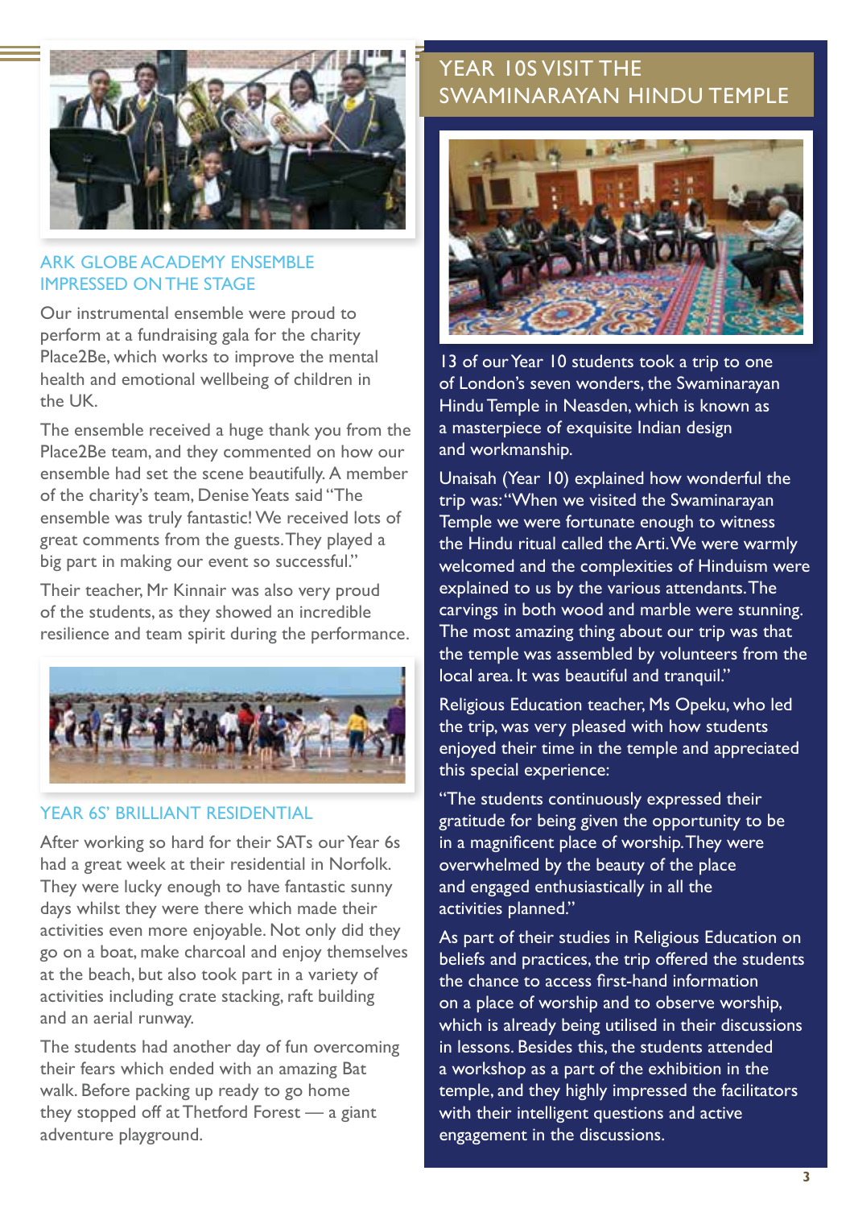## ARK GLOBE ACADEMY ENSEMBLE IMPRESSED ON THE STAGE

Our instrumental ensemble were proud to perform at a fundraising gala for the charity Place2Be, which works to improve the mental health and emotional wellbeing of children in the UK.

The ensemble received a huge thank you from the Place2Be team, and they commented on how our ensemble had set the scene beautifully. A member of the charity's team, Denise Yeats said "The ensemble was truly fantastic! We received lots of great comments from the guests. They played a big part in making our event so successful."

Their teacher, Mr Kinnair was also very proud of the students, as they showed an incredible resilience and team spirit during the performance.

## YEAR 6S' BRILLIANT RESIDENTIAL

After working so hard for their SATs our Year 6s had a great week at their residential in Norfolk. They were lucky enough to have fantastic sunny days whilst they were there which made their activities even more enjoyable. Not only did they go on a boat, make charcoal and enjoy themselves at the beach, but also took part in a variety of activities including crate stacking, raft building and an aerial runway.

The students had another day of fun overcoming their fears which ended with an amazing Bat walk. Before packing up ready to go home they stopped off at Thetford Forest — a giant adventure playground.

## YEAR 10S VISIT THE SWAMINARAYAN HINDU TEMPLE

13 of our Year 10 students took a trip to one of London's seven wonders, the Swaminarayan Hindu Temple in Neasden, which is known as a masterpiece of exquisite Indian design and workmanship.

Unaisah (Year 10) explained how wonderful the trip was: "When we visited the Swaminarayan Temple we were fortunate enough to witness the Hindu ritual called the Arti. We were warmly welcomed and the complexities of Hinduism were explained to us by the various attendants. The carvings in both wood and marble were stunning. The most amazing thing about our trip was that the temple was assembled by volunteers from the local area. It was beautiful and tranquil."

Religious Education teacher, Ms Opeku, who led the trip, was very pleased with how students enjoyed their time in the temple and appreciated this special experience:

"The students continuously expressed their gratitude for being given the opportunity to be in a magnificent place of worship. They were overwhelmed by the beauty of the place and engaged enthusiastically in all the activities planned."

As part of their studies in Religious Education on beliefs and practices, the trip offered the students the chance to access first-hand information on a place of worship and to observe worship, which is already being utilised in their discussions in lessons. Besides this, the students attended a workshop as a part of the exhibition in the temple, and they highly impressed the facilitators with their intelligent questions and active engagement in the discussions.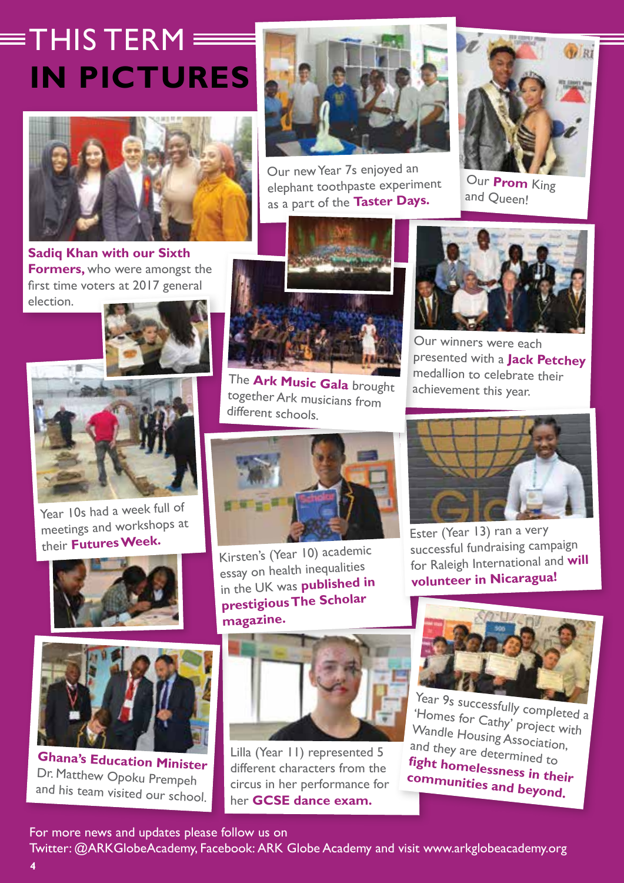# THIS TERM **IN PICTURES**

**Sadiq Khan with our Sixth Formers,** who were amongst the first time voters at 2017 general election.

Our new Year 7s enjoyed an elephant toothpaste experiment as a part of the **Taster Days.**

Our **Prom** King and Queen!

The **Ark Music Gala** brought together Ark musicians from different schools.

Our winners were each presented with a **Jack Petchey** medallion to celebrate their achievement this year.

Year 10s had a week full of meetings and workshops at their **Futures Week.**

Kirsten's (Year 10) academic essay on health inequalities in the UK was **published in prestigious The Scholar magazine.**

Ester (Year 13) ran a very successful fundraising campaign for Raleigh International and **will volunteer in Nicaragua!**

**Ghana's Education Minister** Dr. Matthew Opoku Prempeh and his team visited our school.

Lilla (Year 11) represented 5 different characters from the circus in her performance for her **GCSE dance exam.**

Year 9s successfully completed a 'Homes for Cathy' project with Wandle Housing Association, and they are determined to **fight homelessness in their communities and beyond.**

For more news and updates please follow us on Twitter: @ARKGlobeAcademy, Facebook: ARK Globe Academy and visit www.arkglobeacademy.org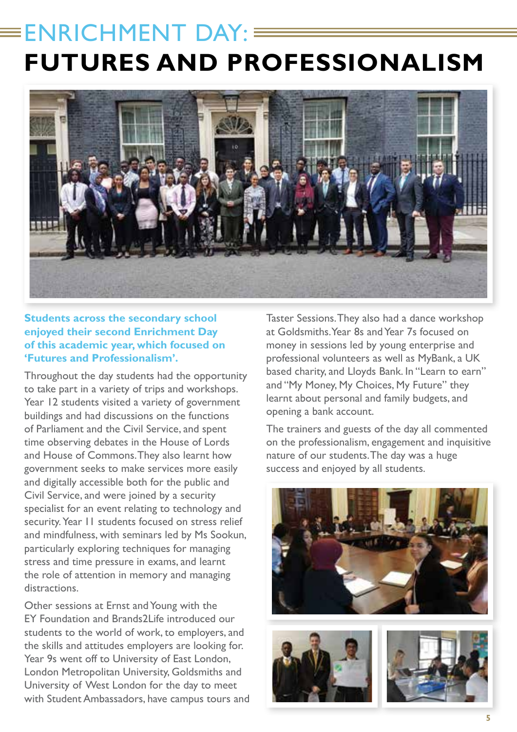# ENRICHMENT DAY: FUTURES AND PROFESSIONALISM

**Students across the secondary school enjoyed their second Enrichment Day of this academic year, which focused on 'Futures and Professionalism'.**

Throughout the day students had the opportunity to take part in a variety of trips and workshops. Year 12 students visited a variety of government buildings and had discussions on the functions of Parliament and the Civil Service, and spent time observing debates in the House of Lords and House of Commons. They also learnt how government seeks to make services more easily and digitally accessible both for the public and Civil Service, and were joined by a security specialist for an event relating to technology and security. Year 11 students focused on stress relief and mindfulness, with seminars led by Ms Sookun, particularly exploring techniques for managing stress and time pressure in exams, and learnt the role of attention in memory and managing distractions.

Other sessions at Ernst and Young with the EY Foundation and Brands2Life introduced our students to the world of work, to employers, and the skills and attitudes employers are looking for. Year 9s went off to University of East London, London Metropolitan University, Goldsmiths and University of West London for the day to meet with Student Ambassadors, have campus tours and Taster Sessions. They also had a dance workshop at Goldsmiths. Year 8s and Year 7s focused on money in sessions led by young enterprise and professional volunteers as well as MyBank, a UK based charity, and Lloyds Bank. In "Learn to earn" and "My Money, My Choices, My Future" they learnt about personal and family budgets, and opening a bank account.

The trainers and guests of the day all commented on the professionalism, engagement and inquisitive nature of our students. The day was a huge success and enjoyed by all students.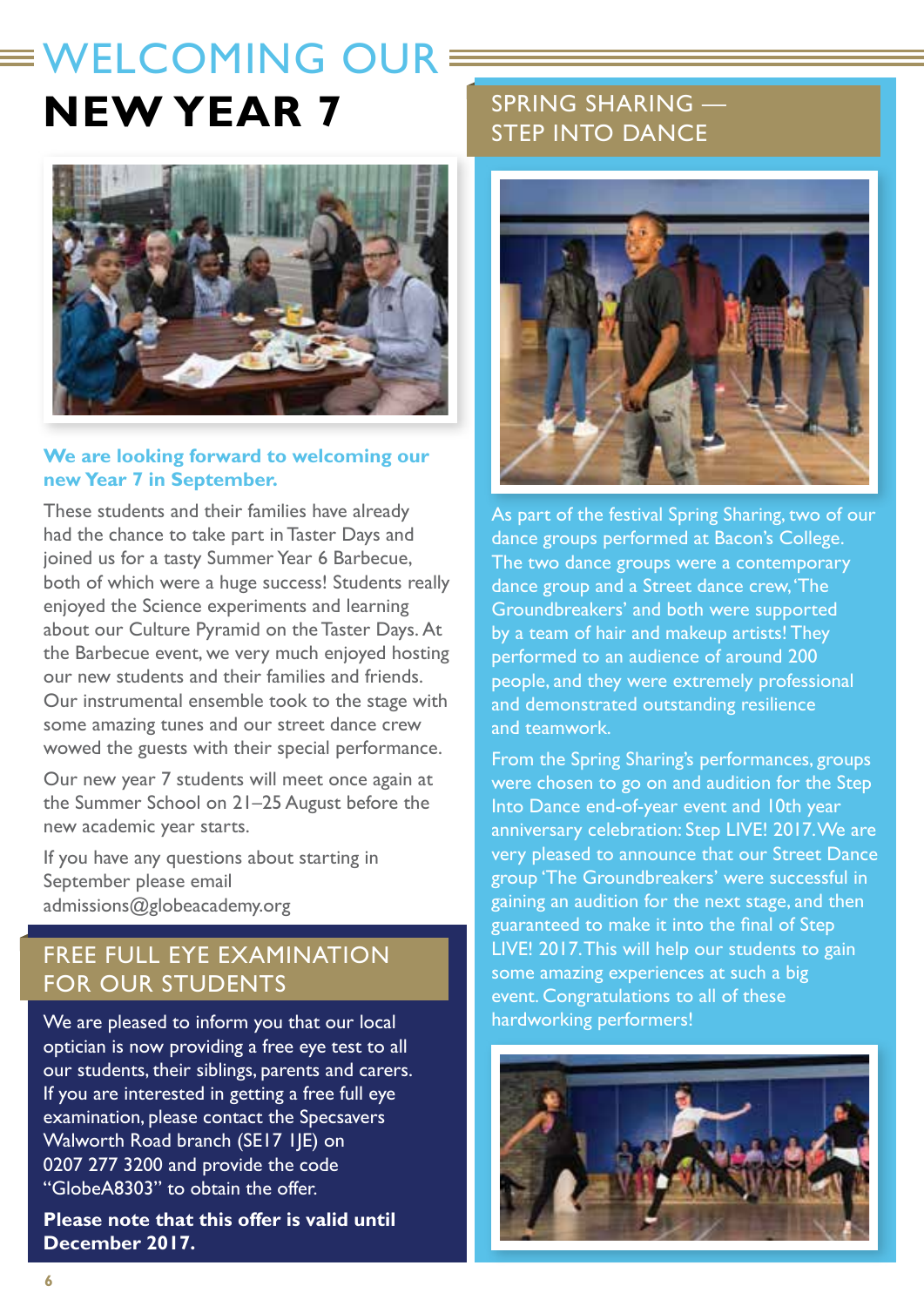# WELCOMING OUR NEW YEAR 7

**We are looking forward to welcoming our new Year 7 in September.**

These students and their families have already had the chance to take part in Taster Days and joined us for a tasty Summer Year 6 Barbecue, both of which were a huge success! Students really enjoyed the Science experiments and learning about our Culture Pyramid on the Taster Days. At the Barbecue event, we very much enjoyed hosting our new students and their families and friends. Our instrumental ensemble took to the stage with some amazing tunes and our street dance crew wowed the guests with their special performance.

Our new year 7 students will meet once again at the Summer School on 21–25 August before the new academic year starts.

If you have any questions about starting in September please email admissions@globeacademy.org

## FREE FULL EYE EXAMINATION FOR OUR STUDENTS

We are pleased to inform you that our local optician is now providing a free eye test to all our students, their siblings, parents and carers. If you are interested in getting a free full eye examination, please contact the Specsavers Walworth Road branch (SE17 1JE) on 0207 277 3200 and provide the code "GlobeA8303" to obtain the offer.

**Please note that this offer is valid until December 2017.**

## SPRING SHARING — STEP INTO DANCE

As part of the festival Spring Sharing, two of our dance groups performed at Bacon's College. The two dance groups were a contemporary dance group and a Street dance crew, 'The Groundbreakers' and both were supported by a team of hair and makeup artists! They performed to an audience of around 200 people, and they were extremely professional and demonstrated outstanding resilience and teamwork.

From the Spring Sharing's performances, groups were chosen to go on and audition for the Step Into Dance end-of-year event and 10th year anniversary celebration: Step LIVE! 2017. We are very pleased to announce that our Street Dance group 'The Groundbreakers' were successful in gaining an audition for the next stage, and then guaranteed to make it into the final of Step LIVE! 2017. This will help our students to gain some amazing experiences at such a big event. Congratulations to all of these hardworking performers!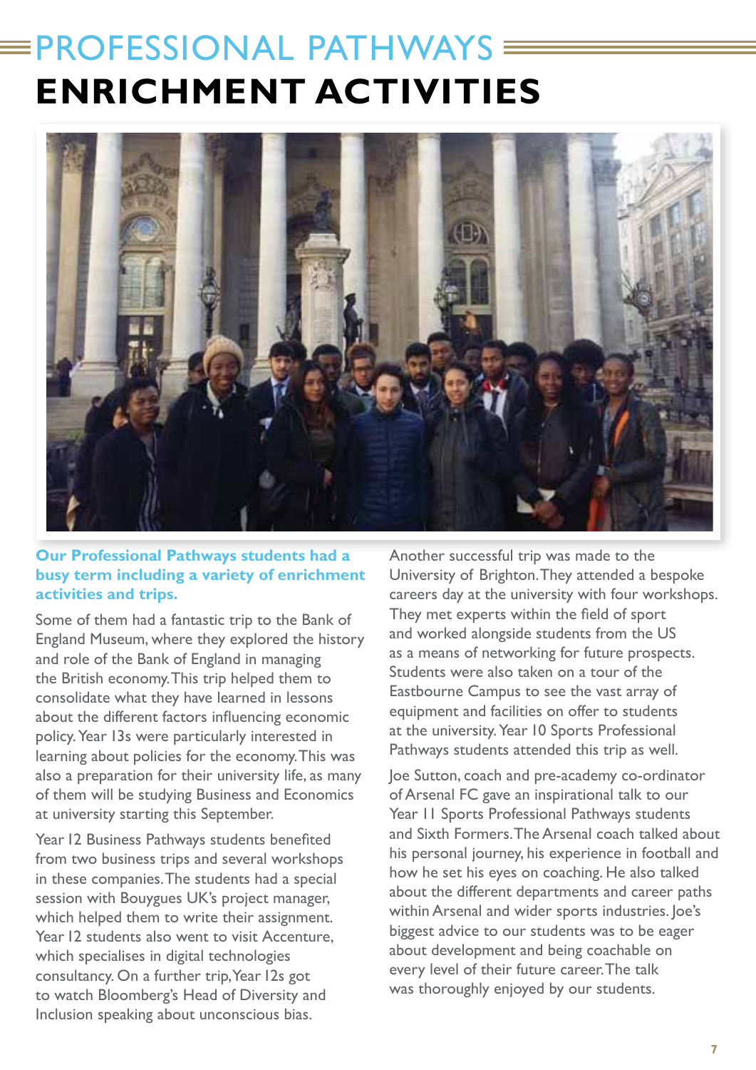# PROFESSIONAL PATHWAYS

## ENRICHMENT ACTIVITIES

**Our Professional Pathways students had a busy term including a variety of enrichment activities and trips.**

Some of them had a fantastic trip to the Bank of England Museum, where they explored the history and role of the Bank of England in managing the British economy. This trip helped them to consolidate what they have learned in lessons about the different factors influencing economic policy. Year 13s were particularly interested in learning about policies for the economy. This was also a preparation for their university life, as many of them will be studying Business and Economics at university starting this September.

Year 12 Business Pathways students benefited from two business trips and several workshops in these companies. The students had a special session with Bouygues UK's project manager, which helped them to write their assignment. Year 12 students also went to visit Accenture, which specialises in digital technologies consultancy. On a further trip, Year 12s got to watch Bloomberg's Head of Diversity and Inclusion speaking about unconscious bias.

Another successful trip was made to the University of Brighton. They attended a bespoke careers day at the university with four workshops. They met experts within the field of sport and worked alongside students from the US as a means of networking for future prospects. Students were also taken on a tour of the Eastbourne Campus to see the vast array of equipment and facilities on offer to students at the university. Year 10 Sports Professional Pathways students attended this trip as well.

Joe Sutton, coach and pre-academy co-ordinator of Arsenal FC gave an inspirational talk to our Year 11 Sports Professional Pathways students and Sixth Formers. The Arsenal coach talked about his personal journey, his experience in football and how he set his eyes on coaching. He also talked about the different departments and career paths within Arsenal and wider sports industries. Joe's biggest advice to our students was to be eager about development and being coachable on every level of their future career. The talk was thoroughly enjoyed by our students.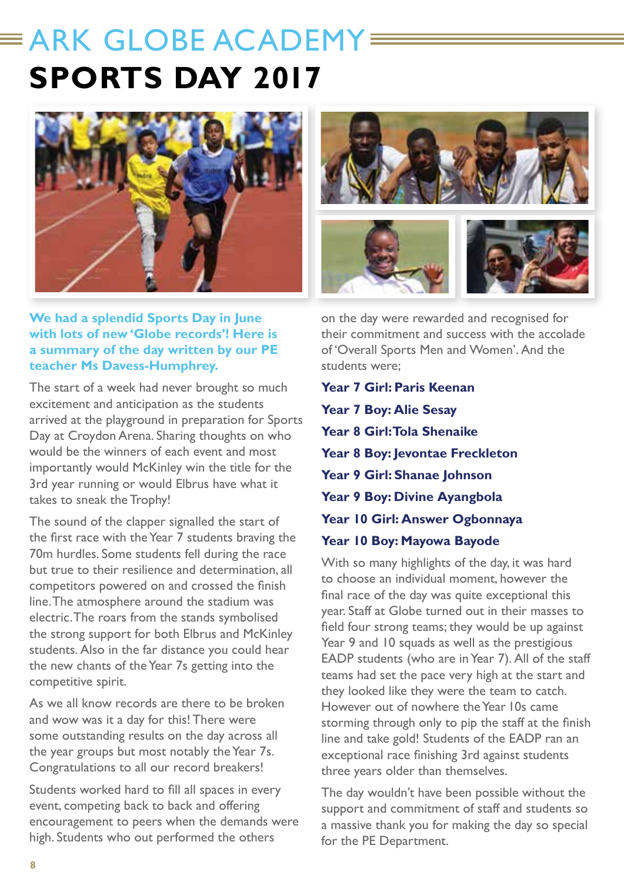# ARK GLOBE ACADEMY

# SPORTS DAY 2017

**We had a splendid Sports Day in June with lots of new 'Globe records'! Here is a summary of the day written by our PE teacher Ms Davess-Humphrey.**

The start of a week had never brought so much excitement and anticipation as the students arrived at the playground in preparation for Sports Day at Croydon Arena. Sharing thoughts on who would be the winners of each event and most importantly would McKinley win the title for the 3rd year running or would Elbrus have what it takes to sneak the Trophy!

The sound of the clapper signalled the start of the first race with the Year 7 students braving the 70m hurdles. Some students fell during the race but true to their resilience and determination, all competitors powered on and crossed the finish line. The atmosphere around the stadium was electric. The roars from the stands symbolised the strong support for both Elbrus and McKinley students. Also in the far distance you could hear the new chants of the Year 7s getting into the competitive spirit.

As we all know records are there to be broken and wow was it a day for this! There were some outstanding results on the day across all the year groups but most notably the Year 7s. Congratulations to all our record breakers!

Students worked hard to fill all spaces in every event, competing back to back and offering encouragement to peers when the demands were high. Students who out performed the others on the day were rewarded and recognised for their commitment and success with the accolade of 'Overall Sports Men and Women'. And the students were;

**Year 7 Girl: Paris Keenan**

**Year 7 Boy: Alie Sesay**

**Year 8 Girl: Tola Shenaike**

**Year 8 Boy: Jevontae Freckleton**

**Year 9 Girl: Shanae Johnson**

**Year 9 Boy: Divine Ayangbola**

**Year 10 Girl: Answer Ogbonnaya**

**Year 10 Boy: Mayowa Bayode**

With so many highlights of the day, it was hard to choose an individual moment, however the final race of the day was quite exceptional this year. Staff at Globe turned out in their masses to field four strong teams; they would be up against Year 9 and 10 squads as well as the prestigious EADP students (who are in Year 7). All of the staff teams had set the pace very high at the start and they looked like they were the team to catch. However out of nowhere the Year 10s came storming through only to pip the staff at the finish line and take gold! Students of the EADP ran an exceptional race finishing 3rd against students three years older than themselves.

The day wouldn't have been possible without the support and commitment of staff and students so a massive thank you for making the day so special for the PE Department.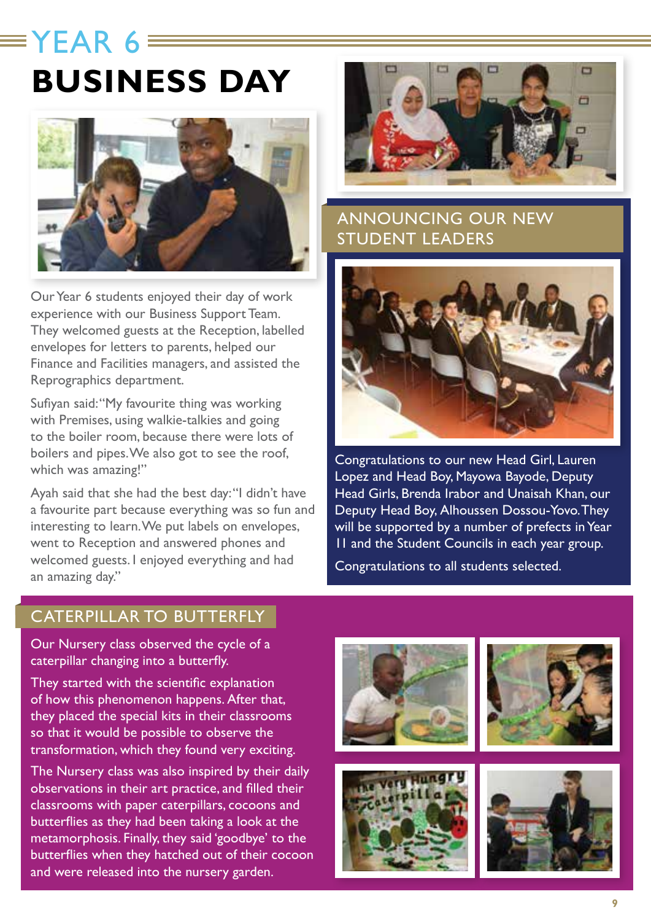# YEAR 6 BUSINESS DAY

Our Year 6 students enjoyed their day of work experience with our Business Support Team. They welcomed guests at the Reception, labelled envelopes for letters to parents, helped our Finance and Facilities managers, and assisted the Reprographics department.

Sufiyan said: "My favourite thing was working with Premises, using walkie-talkies and going to the boiler room, because there were lots of boilers and pipes. We also got to see the roof, which was amazing!"

Ayah said that she had the best day: "I didn't have a favourite part because everything was so fun and interesting to learn. We put labels on envelopes, went to Reception and answered phones and welcomed guests. I enjoyed everything and had an amazing day."

## ANNOUNCING OUR NEW STUDENT LEADERS

Congratulations to our new Head Girl, Lauren Lopez and Head Boy, Mayowa Bayode, Deputy Head Girls, Brenda Irabor and Unaisah Khan, our Deputy Head Boy, Alhoussen Dossou-Yovo. They will be supported by a number of prefects in Year 11 and the Student Councils in each year group.

Congratulations to all students selected.

## CATERPILLAR TO BUTTERFLY

Our Nursery class observed the cycle of a caterpillar changing into a butterfly.

They started with the scientific explanation of how this phenomenon happens. After that, they placed the special kits in their classrooms so that it would be possible to observe the transformation, which they found very exciting.

The Nursery class was also inspired by their daily observations in their art practice, and filled their classrooms with paper caterpillars, cocoons and butterflies as they had been taking a look at the metamorphosis. Finally, they said 'goodbye' to the butterflies when they hatched out of their cocoon and were released into the nursery garden.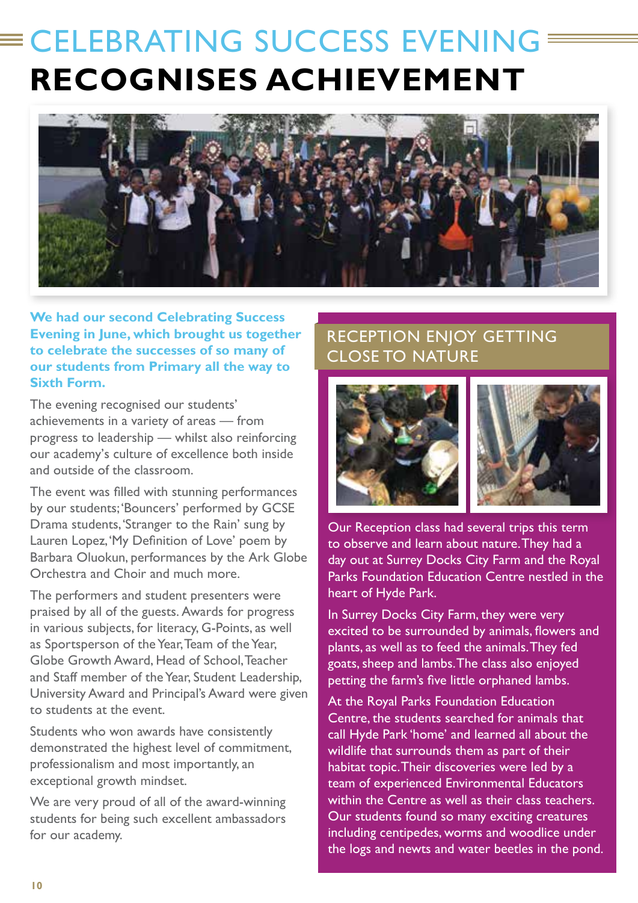# CELEBRATING SUCCESS EVENING RECOGNISES ACHIEVEMENT

**We had our second Celebrating Success Evening in June, which brought us together to celebrate the successes of so many of our students from Primary all the way to Sixth Form.**

The evening recognised our students' achievements in a variety of areas — from progress to leadership — whilst also reinforcing our academy's culture of excellence both inside and outside of the classroom.

The event was filled with stunning performances by our students; 'Bouncers' performed by GCSE Drama students, 'Stranger to the Rain' sung by Lauren Lopez, 'My Definition of Love' poem by Barbara Oluokun, performances by the Ark Globe Orchestra and Choir and much more.

The performers and student presenters were praised by all of the guests. Awards for progress in various subjects, for literacy, G-Points, as well as Sportsperson of the Year, Team of the Year, Globe Growth Award, Head of School, Teacher and Staff member of the Year, Student Leadership, University Award and Principal's Award were given to students at the event.

Students who won awards have consistently demonstrated the highest level of commitment, professionalism and most importantly, an exceptional growth mindset.

We are very proud of all of the award-winning students for being such excellent ambassadors for our academy.

## RECEPTION ENJOY GETTING CLOSE TO NATURE

Our Reception class had several trips this term to observe and learn about nature. They had a day out at Surrey Docks City Farm and the Royal Parks Foundation Education Centre nestled in the heart of Hyde Park.

In Surrey Docks City Farm, they were very excited to be surrounded by animals, flowers and plants, as well as to feed the animals. They fed goats, sheep and lambs. The class also enjoyed petting the farm's five little orphaned lambs.

At the Royal Parks Foundation Education Centre, the students searched for animals that call Hyde Park 'home' and learned all about the wildlife that surrounds them as part of their habitat topic. Their discoveries were led by a team of experienced Environmental Educators within the Centre as well as their class teachers. Our students found so many exciting creatures including centipedes, worms and woodlice under the logs and newts and water beetles in the pond.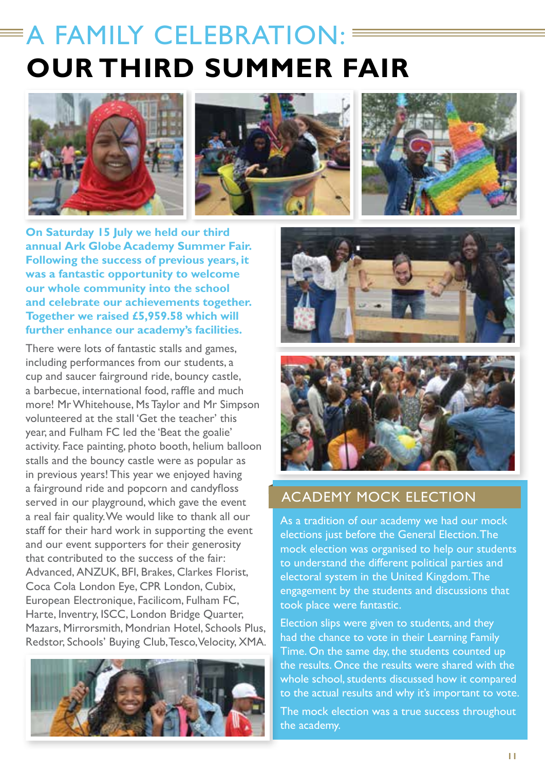# A FAMILY CELEBRATION: OUR THIRD SUMMER FAIR

**On Saturday 15 July we held our third annual Ark Globe Academy Summer Fair. Following the success of previous years, it was a fantastic opportunity to welcome our whole community into the school and celebrate our achievements together. Together we raised £5,959.58 which will further enhance our academy's facilities.**

There were lots of fantastic stalls and games, including performances from our students, a cup and saucer fairground ride, bouncy castle, a barbecue, international food, raffle and much more! Mr Whitehouse, Ms Taylor and Mr Simpson volunteered at the stall 'Get the teacher' this year, and Fulham FC led the 'Beat the goalie' activity. Face painting, photo booth, helium balloon stalls and the bouncy castle were as popular as in previous years! This year we enjoyed having a fairground ride and popcorn and candyfloss served in our playground, which gave the event a real fair quality. We would like to thank all our staff for their hard work in supporting the event and our event supporters for their generosity that contributed to the success of the fair: Advanced, ANZUK, BFI, Brakes, Clarkes Florist, Coca Cola London Eye, CPR London, Cubix, European Electronique, Facilicom, Fulham FC, Harte, Inventry, ISCC, London Bridge Quarter, Mazars, Mirrorsmith, Mondrian Hotel, Schools Plus, Redstor, Schools' Buying Club, Tesco, Velocity, XMA.

## ACADEMY MOCK ELECTION

As a tradition of our academy we had our mock elections just before the General Election. The mock election was organised to help our students to understand the different political parties and electoral system in the United Kingdom. The engagement by the students and discussions that took place were fantastic.

Election slips were given to students, and they had the chance to vote in their Learning Family Time. On the same day, the students counted up the results. Once the results were shared with the whole school, students discussed how it compared to the actual results and why it's important to vote.

The mock election was a true success throughout the academy.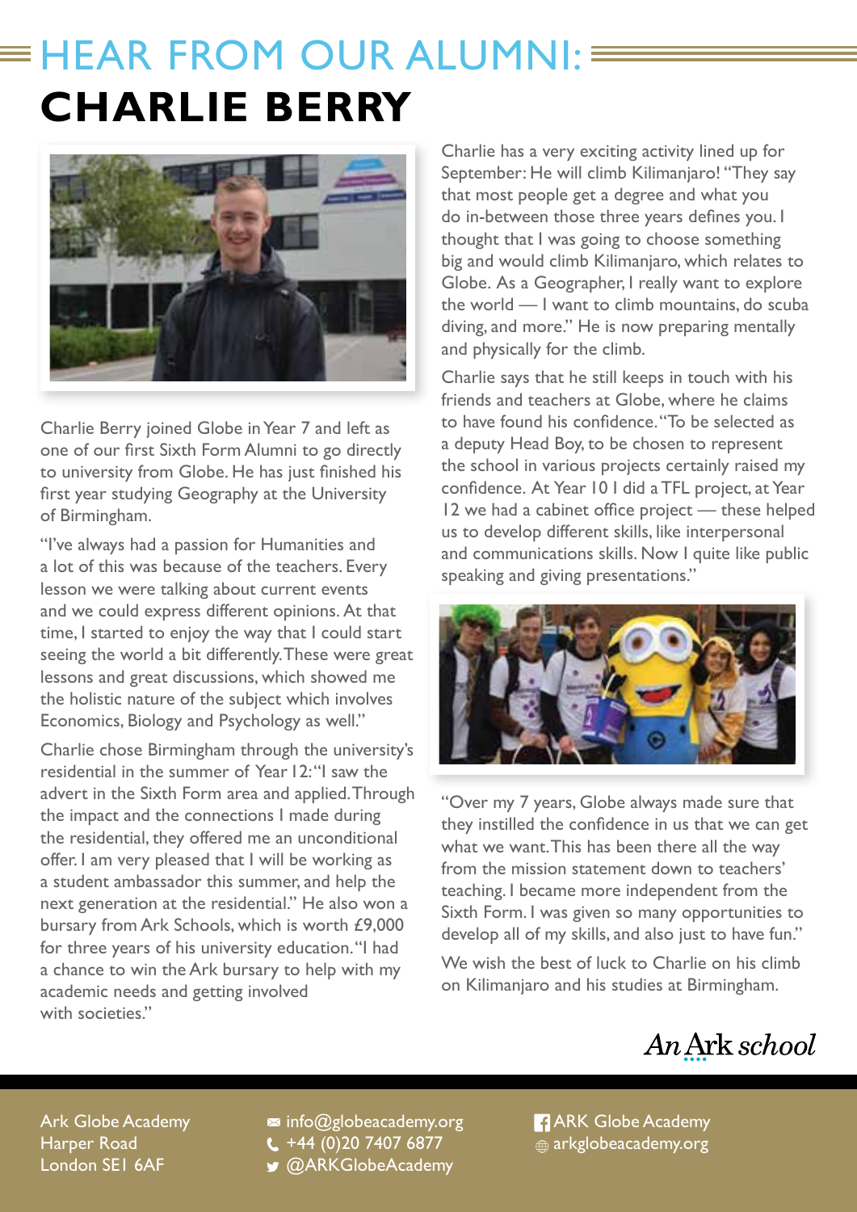# HEAR FROM OUR ALUMNI:

# CHARLIE BERRY

Charlie Berry joined Globe in Year 7 and left as one of our first Sixth Form Alumni to go directly to university from Globe. He has just finished his first year studying Geography at the University of Birmingham.

"I've always had a passion for Humanities and a lot of this was because of the teachers. Every lesson we were talking about current events and we could express different opinions. At that time, I started to enjoy the way that I could start seeing the world a bit differently. These were great lessons and great discussions, which showed me the holistic nature of the subject which involves Economics, Biology and Psychology as well."

Charlie chose Birmingham through the university's residential in the summer of Year 12: "I saw the advert in the Sixth Form area and applied. Through the impact and the connections I made during the residential, they offered me an unconditional offer. I am very pleased that I will be working as a student ambassador this summer, and help the next generation at the residential." He also won a bursary from Ark Schools, which is worth £9,000 for three years of his university education. "I had a chance to win the Ark bursary to help with my academic needs and getting involved with societies."

Charlie has a very exciting activity lined up for September: He will climb Kilimanjaro! "They say that most people get a degree and what you do in-between those three years defines you. I thought that I was going to choose something big and would climb Kilimanjaro, which relates to Globe. As a Geographer, I really want to explore the world — I want to climb mountains, do scuba diving, and more." He is now preparing mentally and physically for the climb.

Charlie says that he still keeps in touch with his friends and teachers at Globe, where he claims to have found his confidence. "To be selected as a deputy Head Boy, to be chosen to represent the school in various projects certainly raised my confidence. At Year 10 I did a TFL project, at Year 12 we had a cabinet office project — these helped us to develop different skills, like interpersonal and communications skills. Now I quite like public speaking and giving presentations."

"Over my 7 years, Globe always made sure that they instilled the confidence in us that we can get what we want. This has been there all the way from the mission statement down to teachers' teaching. I became more independent from the Sixth Form. I was given so many opportunities to develop all of my skills, and also just to have fun."

We wish the best of luck to Charlie on his climb on Kilimanjaro and his studies at Birmingham.

*An Ark school*

Ark Globe Academy
Harper Road
London SE1 6AF

info@globeacademy.org
+44 (0)20 7407 6877
@ARKGlobeAcademy

ARK Globe Academy
arkglobeacademy.org